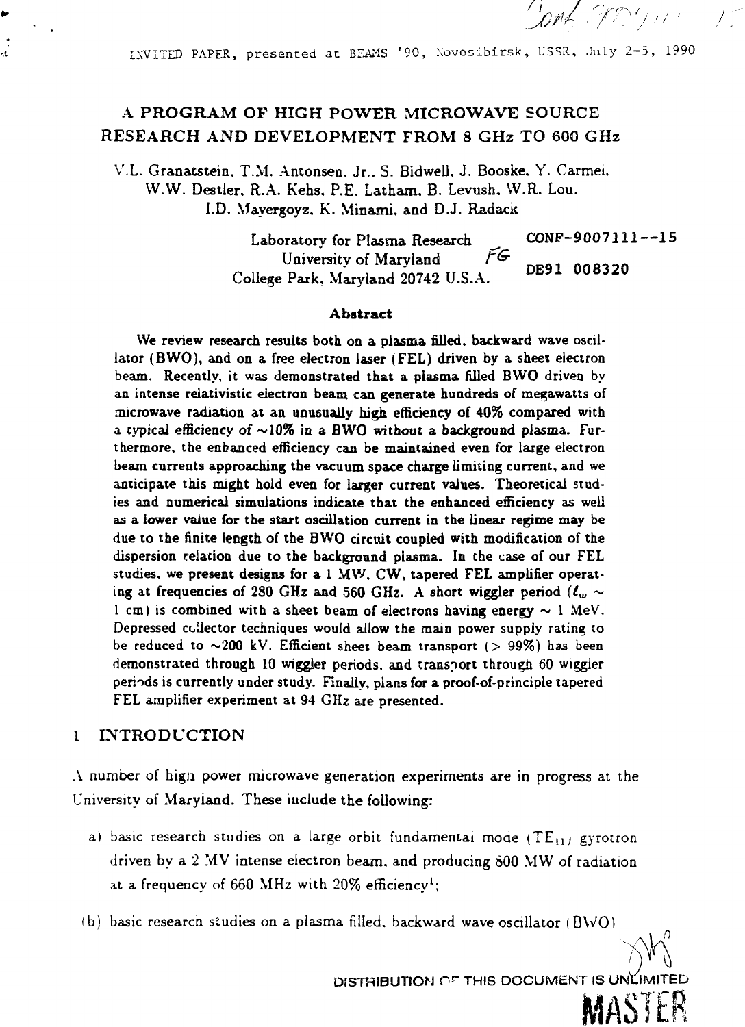INVITED PAPER, presented at BEAMS '90, Novosibirsk, USSR, July 2-5, 1990

# A PROGRAM OF HIGH POWER MICROWAVE SOURCE RESEARCH AND DEVELOPMENT FROM 8 GHz TO 600 GHz

V.L. Granatstein, T.M. Antonsen, Jr., S. Bidwell, J. Booske, Y. Carmel, W.W. Destler, R.A. Kehs, P.E. Latham, B. Levush, W.R. Lou, I.D. Mayergoyz, K. Minami, and D.J. Radack

Laboratory for Plasma Research
University of Maryland
College Park, Maryland 20742 U.S.A.

CONF-9007111--15

DE91 008320

### Abstract

We review research results both on a plasma filled, backward wave oscillator (BWO), and on a free electron laser (FEL) driven by a sheet electron beam. Recently, it was demonstrated that a plasma filled BWO driven by an intense relativistic electron beam can generate hundreds of megawatts of microwave radiation at an unusually high efficiency of 40% compared with a typical efficiency of ~10% in a BWO without a background plasma. Furthermore, the enhanced efficiency can be maintained even for large electron beam currents approaching the vacuum space charge limiting current, and we anticipate this might hold even for larger current values. Theoretical studies and numerical simulations indicate that the enhanced efficiency as well as a lower value for the start oscillation current in the linear regime may be due to the finite length of the BWO circuit coupled with modification of the dispersion relation due to the background plasma. In the case of our FEL studies, we present designs for a 1 MW, CW, tapered FEL amplifier operating at frequencies of 280 GHz and 560 GHz. A short wiggler period ($\ell_w \sim$ 1 cm) is combined with a sheet beam of electrons having energy ~ 1 MeV. Depressed collector techniques would allow the main power supply rating to be reduced to ~200 kV. Efficient sheet beam transport (> 99%) has been demonstrated through 10 wiggler periods, and transport through 60 wiggler periods is currently under study. Finally, plans for a proof-of-principle tapered FEL amplifier experiment at 94 GHz are presented.

## 1 INTRODUCTION

A number of high power microwave generation experiments are in progress at the University of Maryland. These include the following:

a) basic research studies on a large orbit fundamental mode ($TE_{11}$) gyrotron driven by a 2 MV intense electron beam, and producing 800 MW of radiation at a frequency of 660 MHz with 20% efficiency[1];

(b) basic research studies on a plasma filled, backward wave oscillator (BWO)

DISTRIBUTION OF THIS DOCUMENT IS UNLIMITED

MASTER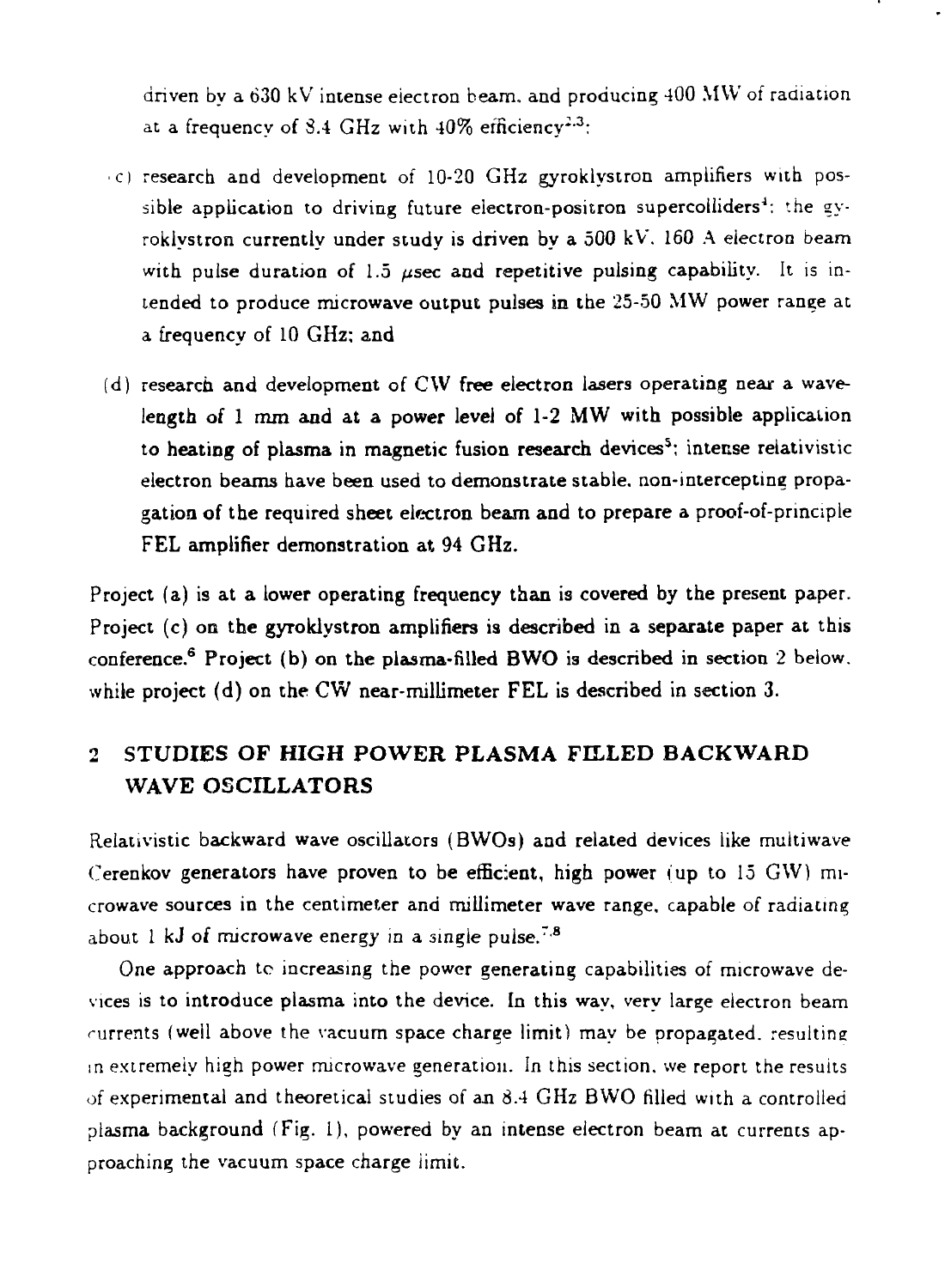driven by a 630 kV intense electron beam, and producing 400 MW of radiation at a frequency of 8.4 GHz with 40% efficiency[2,3];

(c) research and development of 10-20 GHz gyroklystron amplifiers with possible application to driving future electron-positron supercolliders[4]; the gyroklystron currently under study is driven by a 500 kV, 160 A electron beam with pulse duration of 1.5 $\mu$sec and repetitive pulsing capability. It is intended to produce microwave output pulses in the 25-50 MW power range at a frequency of 10 GHz; and

(d) research and development of CW free electron lasers operating near a wavelength of 1 mm and at a power level of 1-2 MW with possible application to heating of plasma in magnetic fusion research devices[5]; intense relativistic electron beams have been used to demonstrate stable, non-intercepting propagation of the required sheet electron beam and to prepare a proof-of-principle FEL amplifier demonstration at 94 GHz.

Project (a) is at a lower operating frequency than is covered by the present paper. Project (c) on the gyroklystron amplifiers is described in a separate paper at this conference.[6] Project (b) on the plasma-filled BWO is described in section 2 below, while project (d) on the CW near-millimeter FEL is described in section 3.

## 2 STUDIES OF HIGH POWER PLASMA FILLED BACKWARD WAVE OSCILLATORS

Relativistic backward wave oscillators (BWOs) and related devices like multiwave Cerenkov generators have proven to be efficient, high power (up to 15 GW) microwave sources in the centimeter and millimeter wave range, capable of radiating about 1 kJ of microwave energy in a single pulse.[7,8]

One approach to increasing the power generating capabilities of microwave devices is to introduce plasma into the device. In this way, very large electron beam currents (well above the vacuum space charge limit) may be propagated, resulting in extremely high power microwave generation. In this section, we report the results of experimental and theoretical studies of an 8.4 GHz BWO filled with a controlled plasma background (Fig. 1), powered by an intense electron beam at currents approaching the vacuum space charge limit.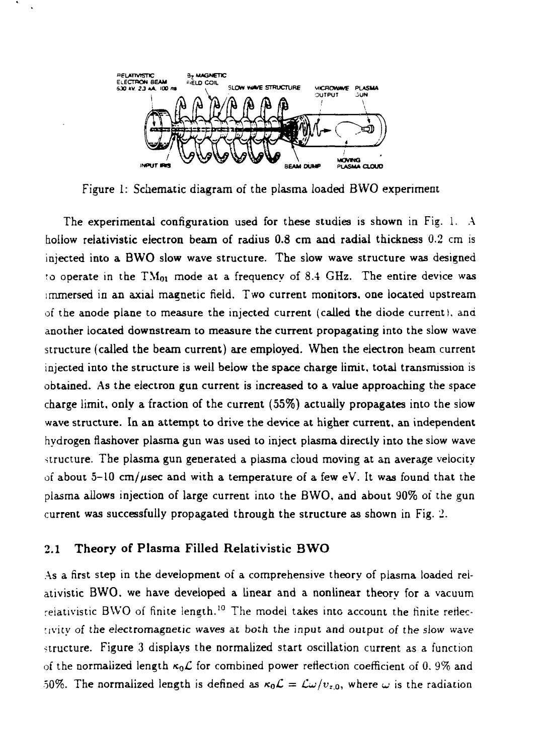Figure 1: Schematic diagram of the plasma loaded BWO experiment

The experimental configuration used for these studies is shown in Fig. 1. A hollow relativistic electron beam of radius 0.8 cm and radial thickness 0.2 cm is injected into a BWO slow wave structure. The slow wave structure was designed to operate in the $TM_{01}$ mode at a frequency of 8.4 GHz. The entire device was immersed in an axial magnetic field. Two current monitors, one located upstream of the anode plane to measure the injected current (called the diode current), and another located downstream to measure the current propagating into the slow wave structure (called the beam current) are employed. When the electron beam current injected into the structure is well below the space charge limit, total transmission is obtained. As the electron gun current is increased to a value approaching the space charge limit, only a fraction of the current (55%) actually propagates into the slow wave structure. In an attempt to drive the device at higher current, an independent hydrogen flashover plasma gun was used to inject plasma directly into the slow wave structure. The plasma gun generated a plasma cloud moving at an average velocity of about 5–10 cm/$\mu$sec and with a temperature of a few eV. It was found that the plasma allows injection of large current into the BWO, and about 90% of the gun current was successfully propagated through the structure as shown in Fig. 2.

### 2.1 Theory of Plasma Filled Relativistic BWO

As a first step in the development of a comprehensive theory of plasma loaded relativistic BWO, we have developed a linear and a nonlinear theory for a vacuum relativistic BWO of finite length.[10] The model takes into account the finite reflectivity of the electromagnetic waves at both the input and output of the slow wave structure. Figure 3 displays the normalized start oscillation current as a function of the normalized length $\kappa_0\mathcal{L}$ for combined power reflection coefficient of 0, 9% and 50%. The normalized length is defined as $\kappa_0\mathcal{L} = \mathcal{L}\omega/v_{z,0}$, where $\omega$ is the radiation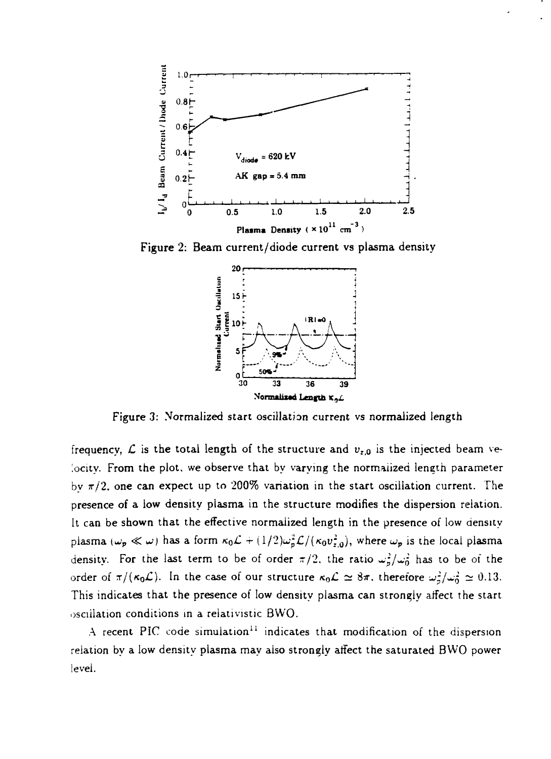Figure 2: Beam current/diode current vs plasma density

Figure 3: Normalized start oscillation current vs normalized length

frequency, $\mathcal{L}$ is the total length of the structure and $v_{z,0}$ is the injected beam velocity. From the plot, we observe that by varying the normalized length parameter by $\pi/2$, one can expect up to 200% variation in the start oscillation current. The presence of a low density plasma in the structure modifies the dispersion relation. It can be shown that the effective normalized length in the presence of low density plasma ($\omega_p \ll \omega$) has a form $\kappa_0\mathcal{L} + (1/2)\omega_p^2\mathcal{L}/(\kappa_0 v_{z,0}^2)$, where $\omega_p$ is the local plasma density. For the last term to be of order $\pi/2$, the ratio $\omega_p^2/\omega_0^2$ has to be of the order of $\pi/(\kappa_0\mathcal{L})$. In the case of our structure $\kappa_0\mathcal{L} \simeq 8\pi$, therefore $\omega_p^2/\omega_0^2 \simeq 0.13$. This indicates that the presence of low density plasma can strongly affect the start oscillation conditions in a relativistic BWO.

A recent PIC code simulation[11] indicates that modification of the dispersion relation by a low density plasma may also strongly affect the saturated BWO power level.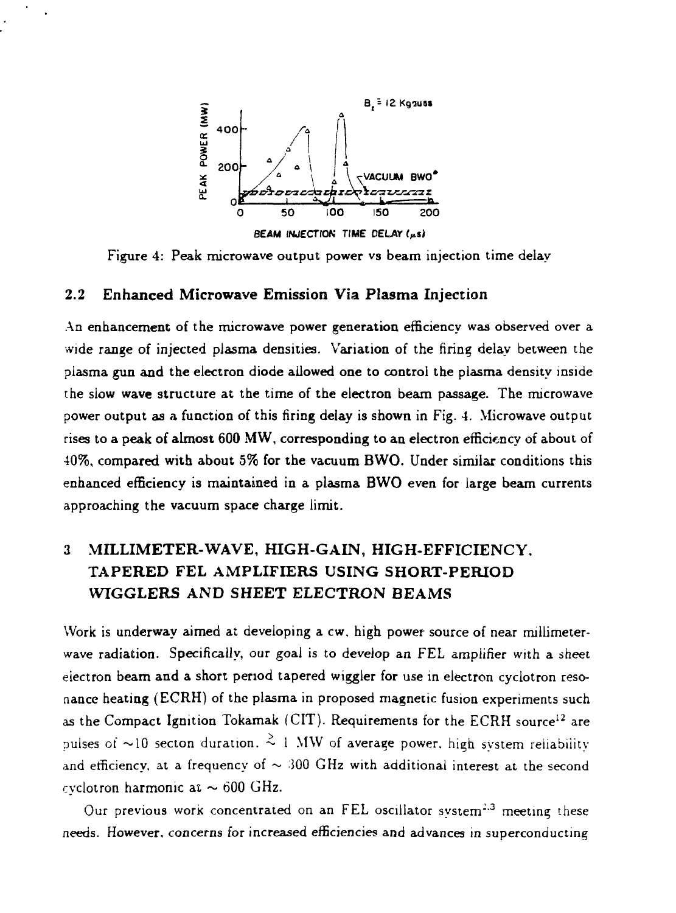Figure 4: Peak microwave output power vs beam injection time delay

## 2.2 Enhanced Microwave Emission Via Plasma Injection

An enhancement of the microwave power generation efficiency was observed over a wide range of injected plasma densities. Variation of the firing delay between the plasma gun and the electron diode allowed one to control the plasma density inside the slow wave structure at the time of the electron beam passage. The microwave power output as a function of this firing delay is shown in Fig. 4. Microwave output rises to a peak of almost 600 MW, corresponding to an electron efficiency of about of 40%, compared with about 5% for the vacuum BWO. Under similar conditions this enhanced efficiency is maintained in a plasma BWO even for large beam currents approaching the vacuum space charge limit.

# 3 MILLIMETER-WAVE, HIGH-GAIN, HIGH-EFFICIENCY, TAPERED FEL AMPLIFIERS USING SHORT-PERIOD WIGGLERS AND SHEET ELECTRON BEAMS

Work is underway aimed at developing a cw, high power source of near millimeter-wave radiation. Specifically, our goal is to develop an FEL amplifier with a sheet electron beam and a short period tapered wiggler for use in electron cyclotron resonance heating (ECRH) of the plasma in proposed magnetic fusion experiments such as the Compact Ignition Tokamak (CIT). Requirements for the ECRH source[12] are pulses of $\sim$10 secton duration, $\gtrsim$ 1 MW of average power, high system reliability and efficiency, at a frequency of $\sim$ 300 GHz with additional interest at the second cyclotron harmonic at $\sim$ 600 GHz.

Our previous work concentrated on an FEL oscillator system[2,3] meeting these needs. However, concerns for increased efficiencies and advances in superconducting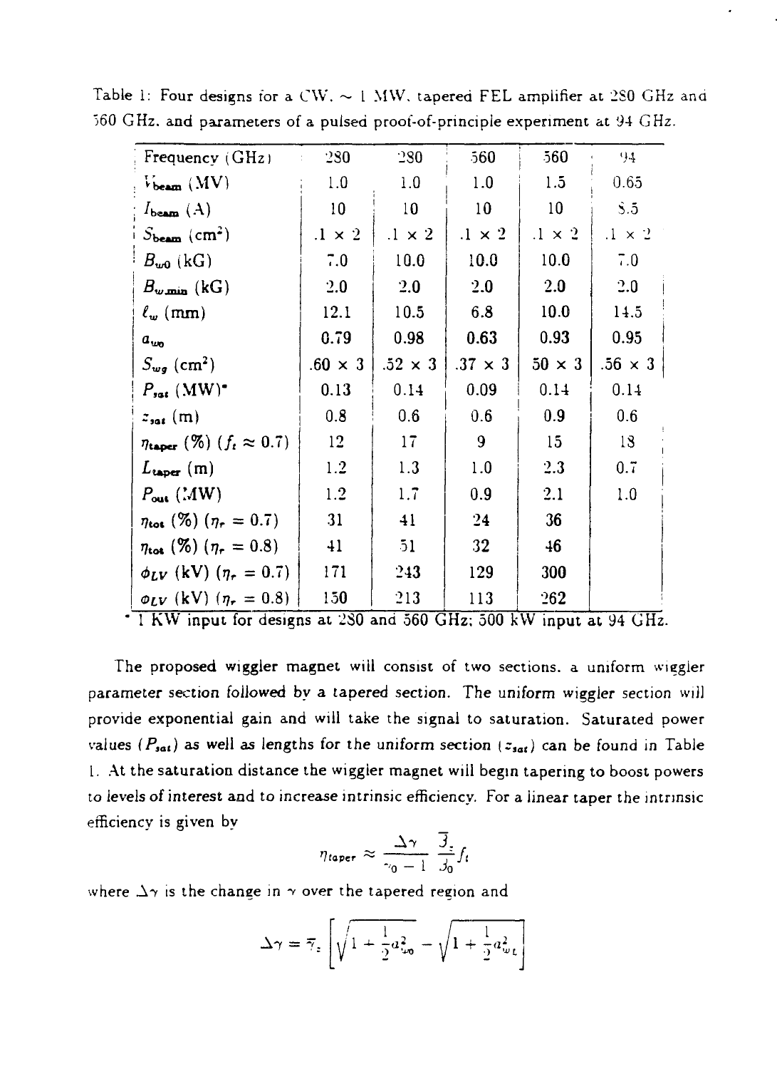Table 1: Four designs for a CW, ~ 1 MW, tapered FEL amplifier at 280 GHz and 560 GHz, and parameters of a pulsed proof-of-principle experiment at 94 GHz.

| Frequency (GHz) | 280 | 280 | 560 | 560 | 94 |
|---|---|---|---|---|---|
| $V_{beam}$ (MV) | 1.0 | 1.0 | 1.0 | 1.5 | 0.65 |
| $I_{beam}$ (A) | 10 | 10 | 10 | 10 | 8.5 |
| $S_{beam}$ (cm$^2$) | .1 × 2 | .1 × 2 | .1 × 2 | .1 × 2 | .1 × 2 |
| $B_{w0}$ (kG) | 7.0 | 10.0 | 10.0 | 10.0 | 7.0 |
| $B_{w,min}$ (kG) | 2.0 | 2.0 | 2.0 | 2.0 | 2.0 |
| $\ell_w$ (mm) | 12.1 | 10.5 | 6.8 | 10.0 | 14.5 |
| $a_{w0}$ | 0.79 | 0.98 | 0.63 | 0.93 | 0.95 |
| $S_{wg}$ (cm$^2$) | .60 × 3 | .52 × 3 | .37 × 3 | 50 × 3 | .56 × 3 |
| $P_{sat}$ (MW)* | 0.13 | 0.14 | 0.09 | 0.14 | 0.14 |
| $z_{sat}$ (m) | 0.8 | 0.6 | 0.6 | 0.9 | 0.6 |
| $\eta_{taper}$ (%) ($f_t \approx 0.7$) | 12 | 17 | 9 | 15 | 18 |
| $L_{taper}$ (m) | 1.2 | 1.3 | 1.0 | 2.3 | 0.7 |
| $P_{out}$ (MW) | 1.2 | 1.7 | 0.9 | 2.1 | 1.0 |
| $\eta_{tot}$ (%) ($\eta_r = 0.7$) | 31 | 41 | 24 | 36 | |
| $\eta_{tot}$ (%) ($\eta_r = 0.8$) | 41 | 51 | 32 | 46 | |
| $\phi_{LV}$ (kV) ($\eta_r = 0.7$) | 171 | 243 | 129 | 300 | |
| $\phi_{LV}$ (kV) ($\eta_r = 0.8$) | 150 | 213 | 113 | 262 | |

* 1 KW input for designs at 280 and 560 GHz; 500 kW input at 94 GHz.

The proposed wiggler magnet will consist of two sections, a uniform wiggler parameter section followed by a tapered section. The uniform wiggler section will provide exponential gain and will take the signal to saturation. Saturated power values ($P_{sat}$) as well as lengths for the uniform section ($z_{sat}$) can be found in Table 1. At the saturation distance the wiggler magnet will begin tapering to boost powers to levels of interest and to increase intrinsic efficiency. For a linear taper the intrinsic efficiency is given by

$$\eta_{taper} \approx \frac{\Delta\gamma}{\gamma_0 - 1}\,\frac{\overline{\beta}_z}{\beta_0} f_t$$

where $\Delta\gamma$ is the change in $\gamma$ over the tapered region and

$$\Delta\gamma = \overline{\gamma}_z\left[\sqrt{1 + \frac{1}{2}a_{w0}^2} - \sqrt{1 + \frac{1}{2}a_{wt}^2}\right]$$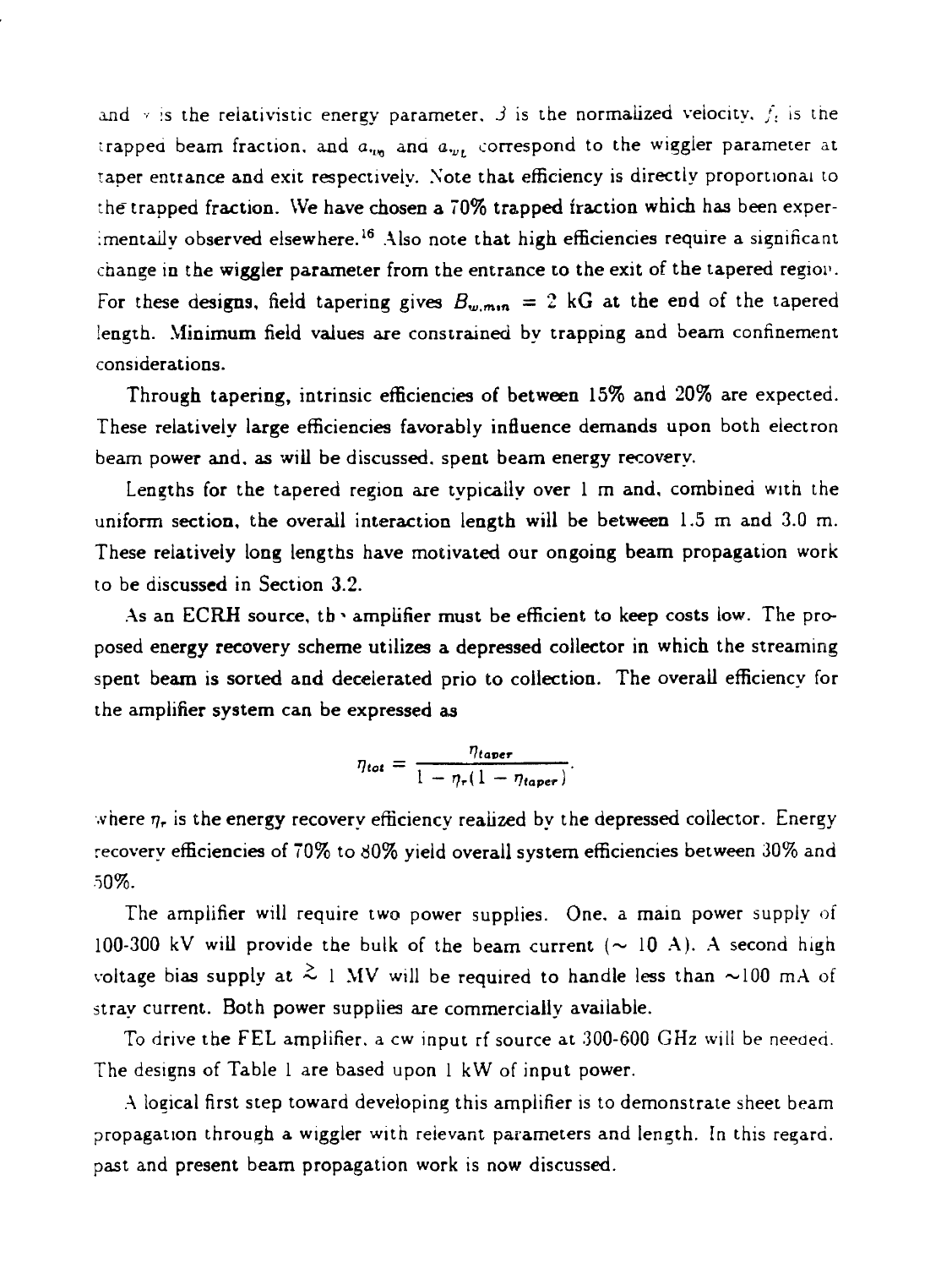and $\gamma$ is the relativistic energy parameter, $\beta$ is the normalized velocity, $f_t$ is the trapped beam fraction, and $a_{w_0}$ and $a_{w_L}$ correspond to the wiggler parameter at taper entrance and exit respectively. Note that efficiency is directly proportional to the trapped fraction. We have chosen a 70% trapped fraction which has been experimentally observed elsewhere.[16] Also note that high efficiencies require a significant change in the wiggler parameter from the entrance to the exit of the tapered region. For these designs, field tapering gives $B_{w,min} = 2$ kG at the end of the tapered length. Minimum field values are constrained by trapping and beam confinement considerations.

Through tapering, intrinsic efficiencies of between 15% and 20% are expected. These relatively large efficiencies favorably influence demands upon both electron beam power and, as will be discussed, spent beam energy recovery.

Lengths for the tapered region are typically over 1 m and, combined with the uniform section, the overall interaction length will be between 1.5 m and 3.0 m. These relatively long lengths have motivated our ongoing beam propagation work to be discussed in Section 3.2.

As an ECRH source, the amplifier must be efficient to keep costs low. The proposed energy recovery scheme utilizes a depressed collector in which the streaming spent beam is sorted and decelerated prio to collection. The overall efficiency for the amplifier system can be expressed as

$$\eta_{tot} = \frac{\eta_{taper}}{1 - \eta_r(1 - \eta_{taper})},$$

where $\eta_r$ is the energy recovery efficiency realized by the depressed collector. Energy recovery efficiencies of 70% to 80% yield overall system efficiencies between 30% and 50%.

The amplifier will require two power supplies. One, a main power supply of 100-300 kV will provide the bulk of the beam current ($\sim$ 10 A). A second high voltage bias supply at $\gtrsim$ 1 MV will be required to handle less than $\sim$100 mA of stray current. Both power supplies are commercially available.

To drive the FEL amplifier, a cw input rf source at 300-600 GHz will be needed. The designs of Table 1 are based upon 1 kW of input power.

A logical first step toward developing this amplifier is to demonstrate sheet beam propagation through a wiggler with relevant parameters and length. In this regard, past and present beam propagation work is now discussed.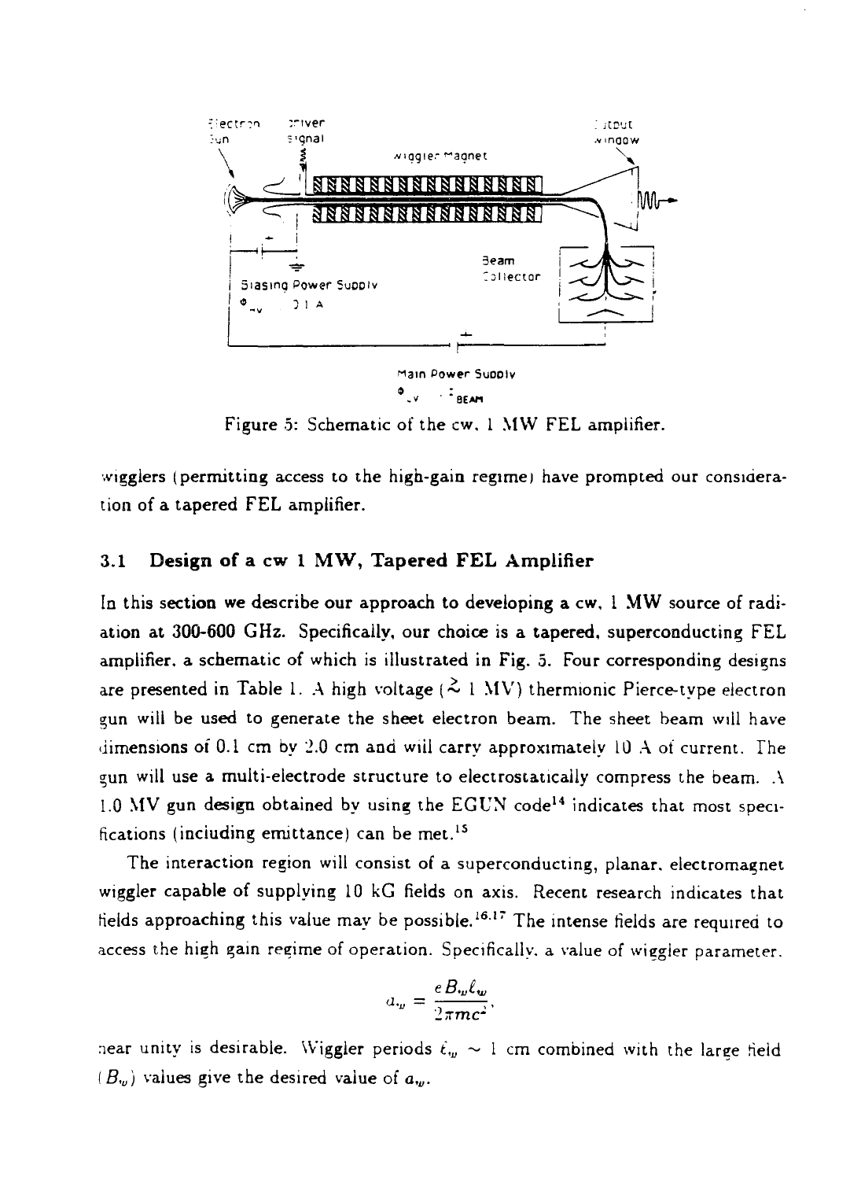Figure 5: Schematic of the cw, 1 MW FEL amplifier.

wigglers (permitting access to the high-gain regime) have prompted our consideration of a tapered FEL amplifier.

### 3.1 Design of a cw 1 MW, Tapered FEL Amplifier

In this section we describe our approach to developing a cw, 1 MW source of radiation at 300-600 GHz. Specifically, our choice is a tapered, superconducting FEL amplifier, a schematic of which is illustrated in Fig. 5. Four corresponding designs are presented in Table 1. A high voltage ($\gtrsim$ 1 MV) thermionic Pierce-type electron gun will be used to generate the sheet electron beam. The sheet beam will have dimensions of 0.1 cm by 2.0 cm and will carry approximately 10 A of current. The gun will use a multi-electrode structure to electrostatically compress the beam. A 1.0 MV gun design obtained by using the EGUN code[14] indicates that most specifications (including emittance) can be met.[15]

The interaction region will consist of a superconducting, planar, electromagnet wiggler capable of supplying 10 kG fields on axis. Recent research indicates that fields approaching this value may be possible.[16,17] The intense fields are required to access the high gain regime of operation. Specifically, a value of wiggler parameter,

$$a_w = \frac{eB_w\ell_w}{2\pi mc^2},$$

near unity is desirable. Wiggler periods $\ell_w \sim 1$ cm combined with the large field ($B_w$) values give the desired value of $a_w$.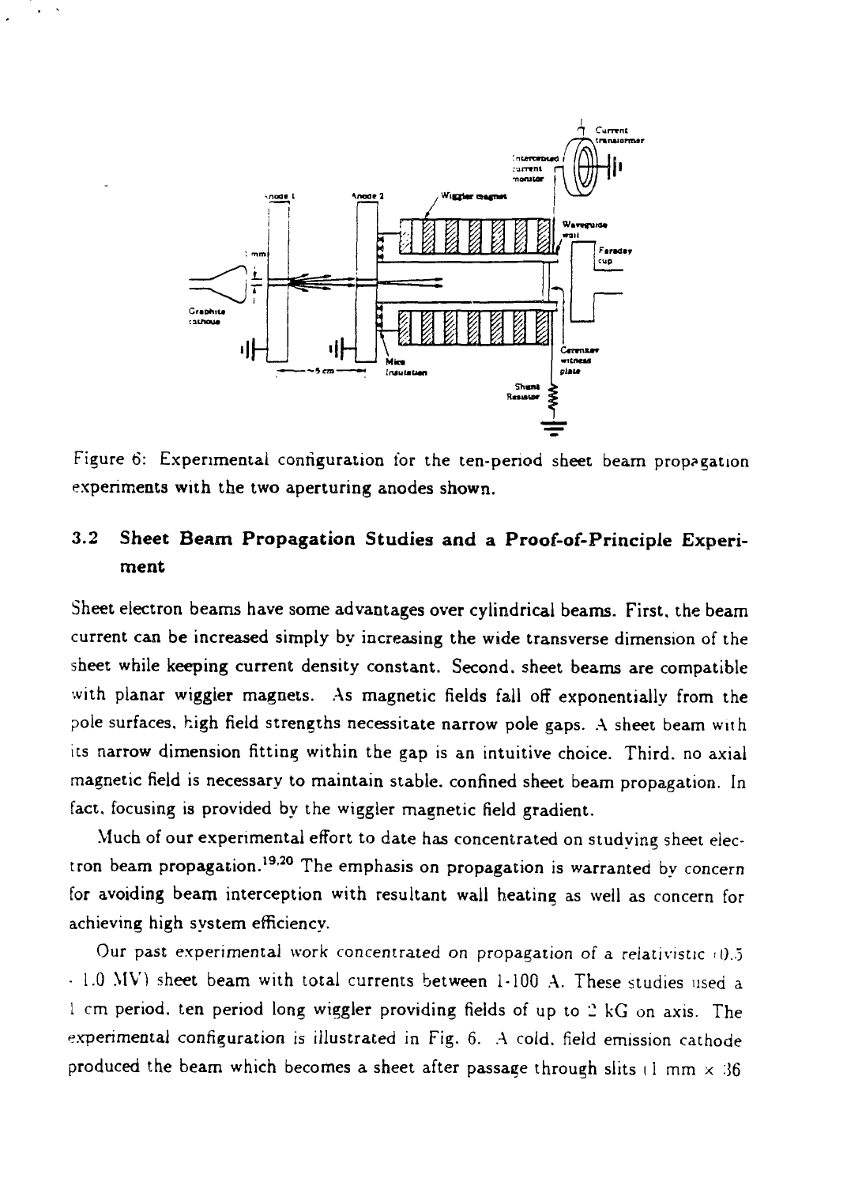Figure 6: Experimental configuration for the ten-period sheet beam propagation experiments with the two aperturing anodes shown.

### 3.2 Sheet Beam Propagation Studies and a Proof-of-Principle Experiment

Sheet electron beams have some advantages over cylindrical beams. First, the beam current can be increased simply by increasing the wide transverse dimension of the sheet while keeping current density constant. Second, sheet beams are compatible with planar wiggler magnets. As magnetic fields fall off exponentially from the pole surfaces, high field strengths necessitate narrow pole gaps. A sheet beam with its narrow dimension fitting within the gap is an intuitive choice. Third, no axial magnetic field is necessary to maintain stable, confined sheet beam propagation. In fact, focusing is provided by the wiggler magnetic field gradient.

Much of our experimental effort to date has concentrated on studying sheet electron beam propagation.[19,20] The emphasis on propagation is warranted by concern for avoiding beam interception with resultant wall heating as well as concern for achieving high system efficiency.

Our past experimental work concentrated on propagation of a relativistic (0.5 - 1.0 MV) sheet beam with total currents between 1-100 A. These studies used a 1 cm period, ten period long wiggler providing fields of up to 2 kG on axis. The experimental configuration is illustrated in Fig. 6. A cold, field emission cathode produced the beam which becomes a sheet after passage through slits (1 mm × 36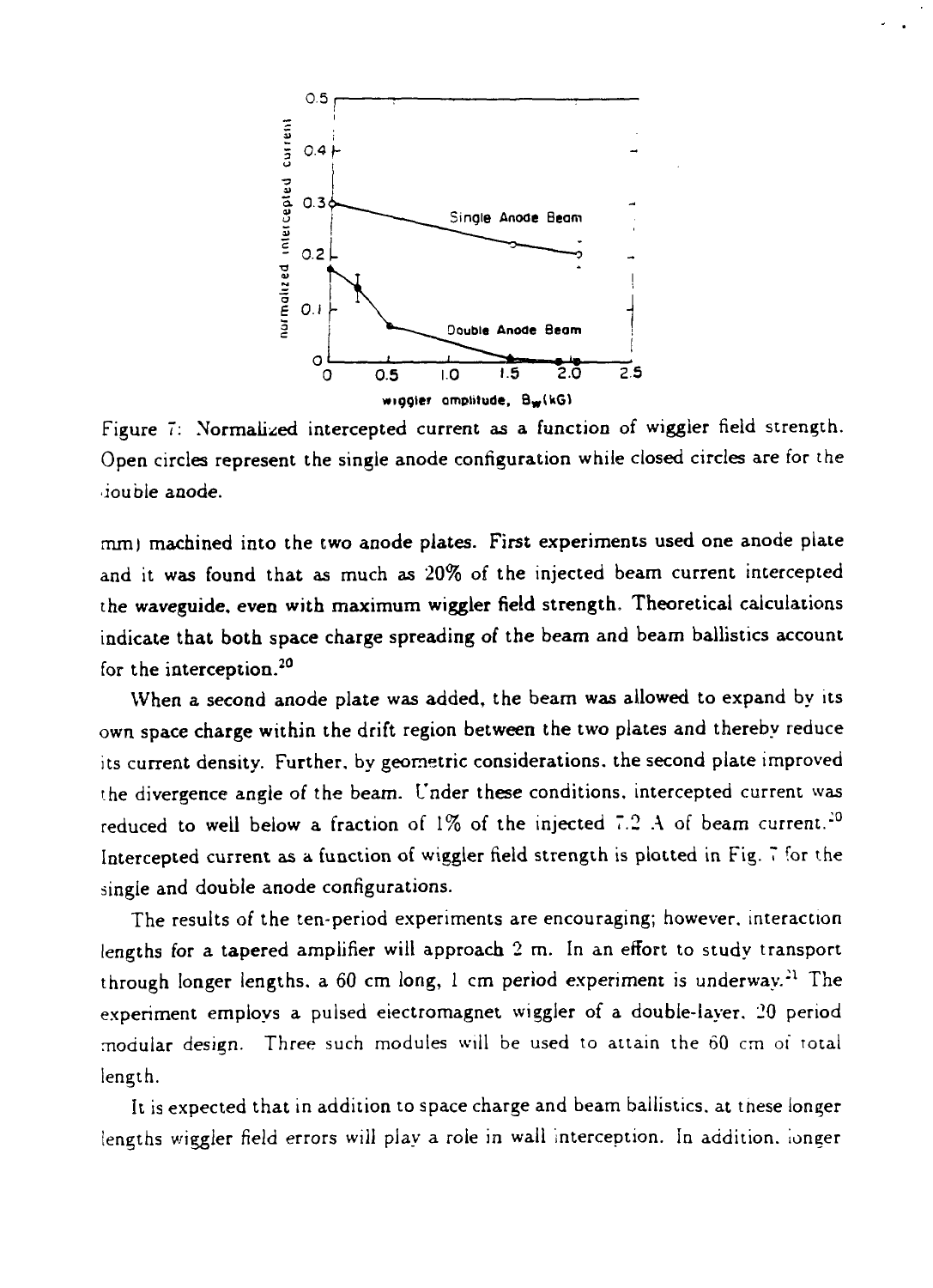Figure 7: Normalized intercepted current as a function of wiggler field strength. Open circles represent the single anode configuration while closed circles are for the double anode.

mm) machined into the two anode plates. First experiments used one anode plate and it was found that as much as 20% of the injected beam current intercepted the waveguide, even with maximum wiggler field strength. Theoretical calculations indicate that both space charge spreading of the beam and beam ballistics account for the interception.[20]

When a second anode plate was added, the beam was allowed to expand by its own space charge within the drift region between the two plates and thereby reduce its current density. Further, by geometric considerations, the second plate improved the divergence angle of the beam. Under these conditions, intercepted current was reduced to well below a fraction of 1% of the injected 7.2 A of beam current.[20] Intercepted current as a function of wiggler field strength is plotted in Fig. 7 for the single and double anode configurations.

The results of the ten-period experiments are encouraging; however, interaction lengths for a tapered amplifier will approach 2 m. In an effort to study transport through longer lengths, a 60 cm long, 1 cm period experiment is underway.[21] The experiment employs a pulsed electromagnet wiggler of a double-layer, 20 period modular design. Three such modules will be used to attain the 60 cm of total length.

It is expected that in addition to space charge and beam ballistics, at these longer lengths wiggler field errors will play a role in wall interception. In addition, longer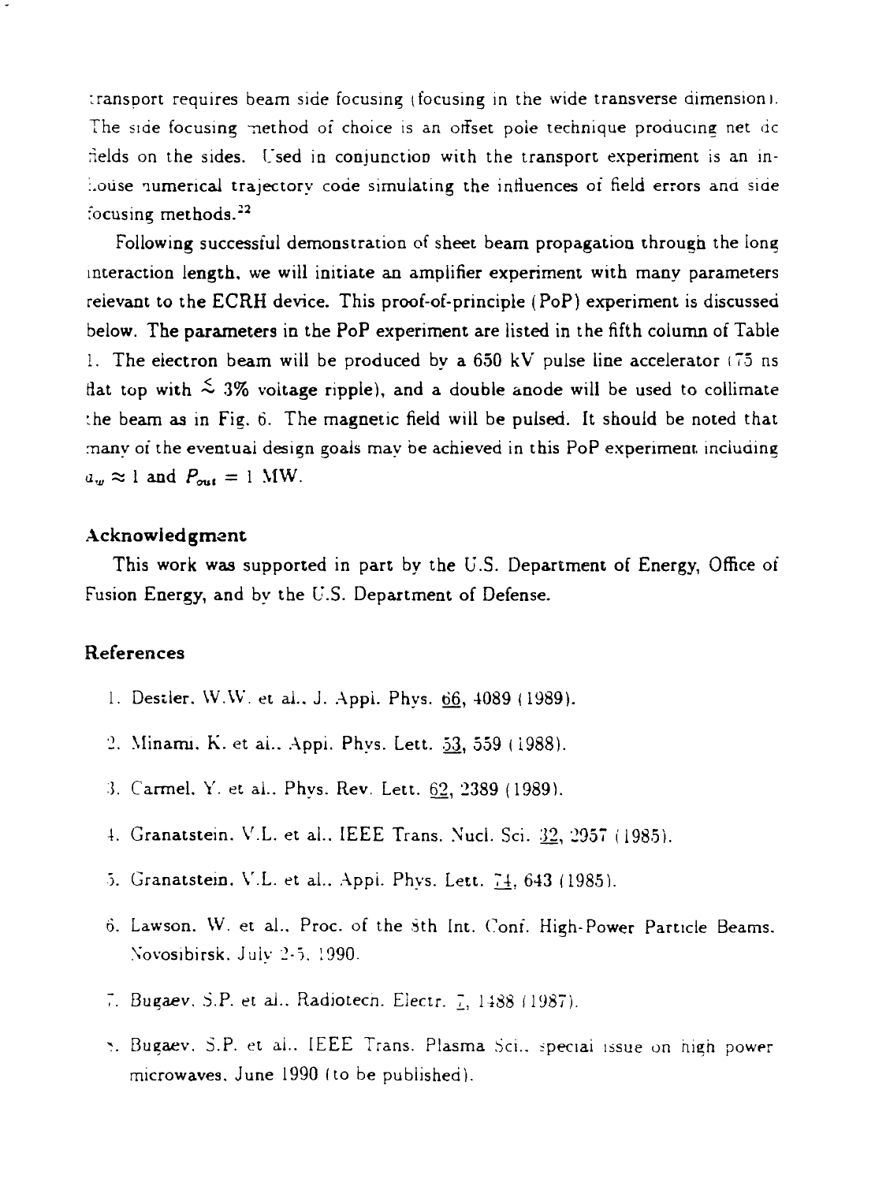transport requires beam side focusing (focusing in the wide transverse dimension). The side focusing method of choice is an offset pole technique producing net dc fields on the sides. Used in conjunction with the transport experiment is an in-house numerical trajectory code simulating the influences of field errors and side focusing methods.[22]

Following successful demonstration of sheet beam propagation through the long interaction length, we will initiate an amplifier experiment with many parameters relevant to the ECRH device. This proof-of-principle (PoP) experiment is discussed below. The parameters in the PoP experiment are listed in the fifth column of Table 1. The electron beam will be produced by a 650 kV pulse line accelerator (75 ns flat top with $\lesssim 3\%$ voltage ripple), and a double anode will be used to collimate the beam as in Fig. 6. The magnetic field will be pulsed. It should be noted that many of the eventual design goals may be achieved in this PoP experiment including $a_w \approx 1$ and $P_{out} = 1$ MW.

### Acknowledgment

This work was supported in part by the U.S. Department of Energy, Office of Fusion Energy, and by the U.S. Department of Defense.

### References

1. Destler, W.W. et al., J. Appl. Phys. 66, 4089 (1989).
2. Minami, K. et al., Appl. Phys. Lett. 53, 559 (1988).
3. Carmel, Y. et al., Phys. Rev. Lett. 62, 2389 (1989).
4. Granatstein, V.L. et al., IEEE Trans. Nucl. Sci. 32, 2957 (1985).
5. Granatstein, V.L. et al., Appl. Phys. Lett. 74, 643 (1985).
6. Lawson, W. et al., Proc. of the 8th Int. Conf. High-Power Particle Beams, Novosibirsk, July 2-5, 1990.
7. Bugaev, S.P. et al., Radiotech. Electr. 7, 1488 (1987).
8. Bugaev, S.P. et al., IEEE Trans. Plasma Sci., special issue on high power microwaves, June 1990 (to be published).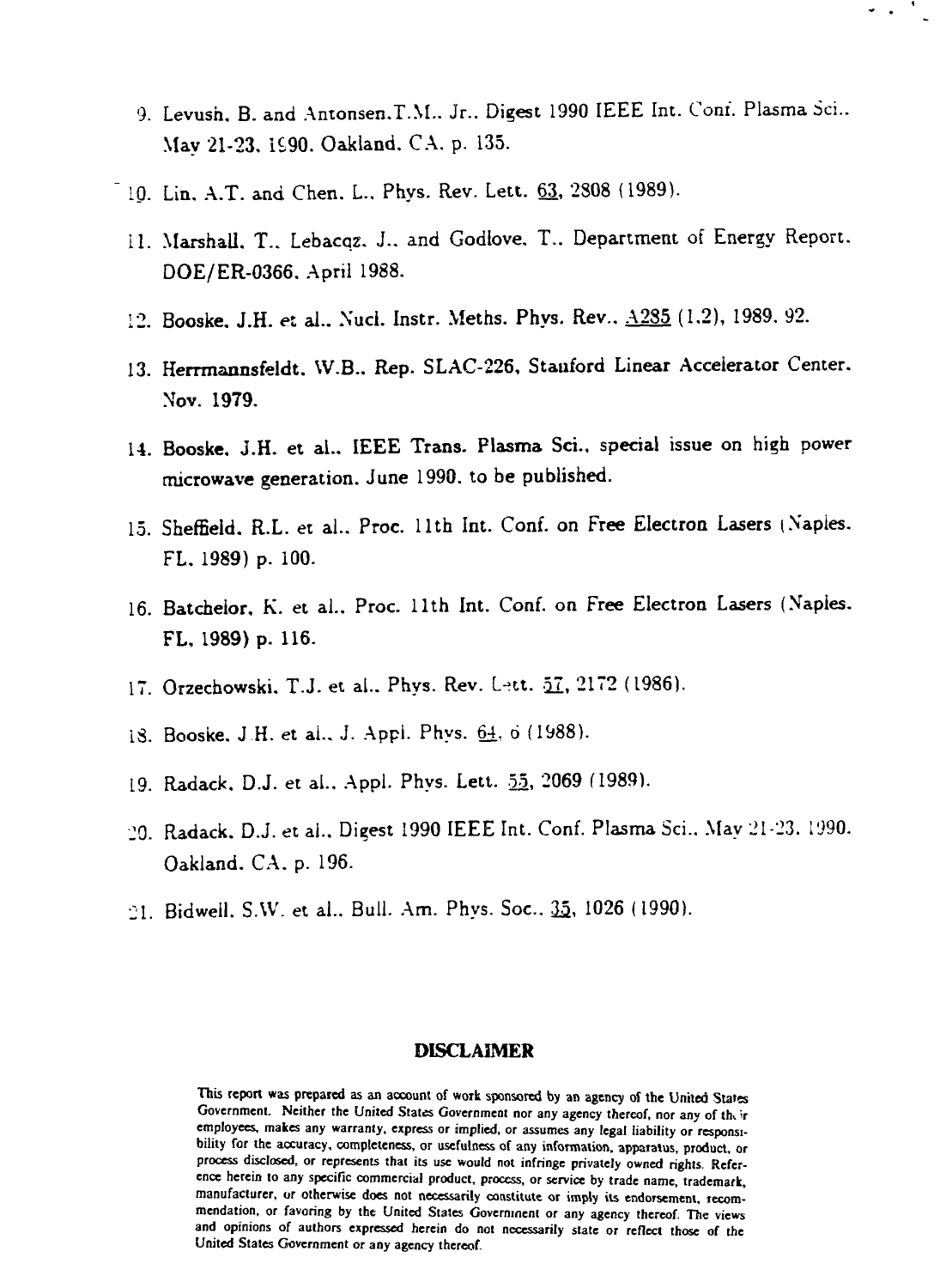9. Levush, B. and Antonsen, T.M., Jr., Digest 1990 IEEE Int. Conf. Plasma Sci., May 21-23, 1990, Oakland, CA, p. 135.

10. Lin, A.T. and Chen, L., Phys. Rev. Lett. 63, 2808 (1989).

11. Marshall, T., Lebacqz, J., and Godlove, T., Department of Energy Report, DOE/ER-0366, April 1988.

12. Booske, J.H. et al., Nucl. Instr. Meths. Phys. Rev., A285 (1,2), 1989, 92.

13. Herrmannsfeldt, W.B., Rep. SLAC-226, Stanford Linear Accelerator Center, Nov. 1979.

14. Booske, J.H. et al., IEEE Trans. Plasma Sci., special issue on high power microwave generation, June 1990, to be published.

15. Sheffield, R.L. et al., Proc. 11th Int. Conf. on Free Electron Lasers (Naples, FL, 1989) p. 100.

16. Batchelor, K. et al., Proc. 11th Int. Conf. on Free Electron Lasers (Naples, FL, 1989) p. 116.

17. Orzechowski, T.J. et al., Phys. Rev. Lett. 57, 2172 (1986).

18. Booske, J.H. et al., J. Appl. Phys. 64, 6 (1988).

19. Radack, D.J. et al., Appl. Phys. Lett. 55, 2069 (1989).

20. Radack, D.J. et al., Digest 1990 IEEE Int. Conf. Plasma Sci., May 21-23, 1990, Oakland, CA, p. 196.

21. Bidwell, S.W. et al., Bull. Am. Phys. Soc., 35, 1026 (1990).

## DISCLAIMER

This report was prepared as an account of work sponsored by an agency of the United States Government. Neither the United States Government nor any agency thereof, nor any of their employees, makes any warranty, express or implied, or assumes any legal liability or responsibility for the accuracy, completeness, or usefulness of any information, apparatus, product, or process disclosed, or represents that its use would not infringe privately owned rights. Reference herein to any specific commercial product, process, or service by trade name, trademark, manufacturer, or otherwise does not necessarily constitute or imply its endorsement, recommendation, or favoring by the United States Government or any agency thereof. The views and opinions of authors expressed herein do not necessarily state or reflect those of the United States Government or any agency thereof.